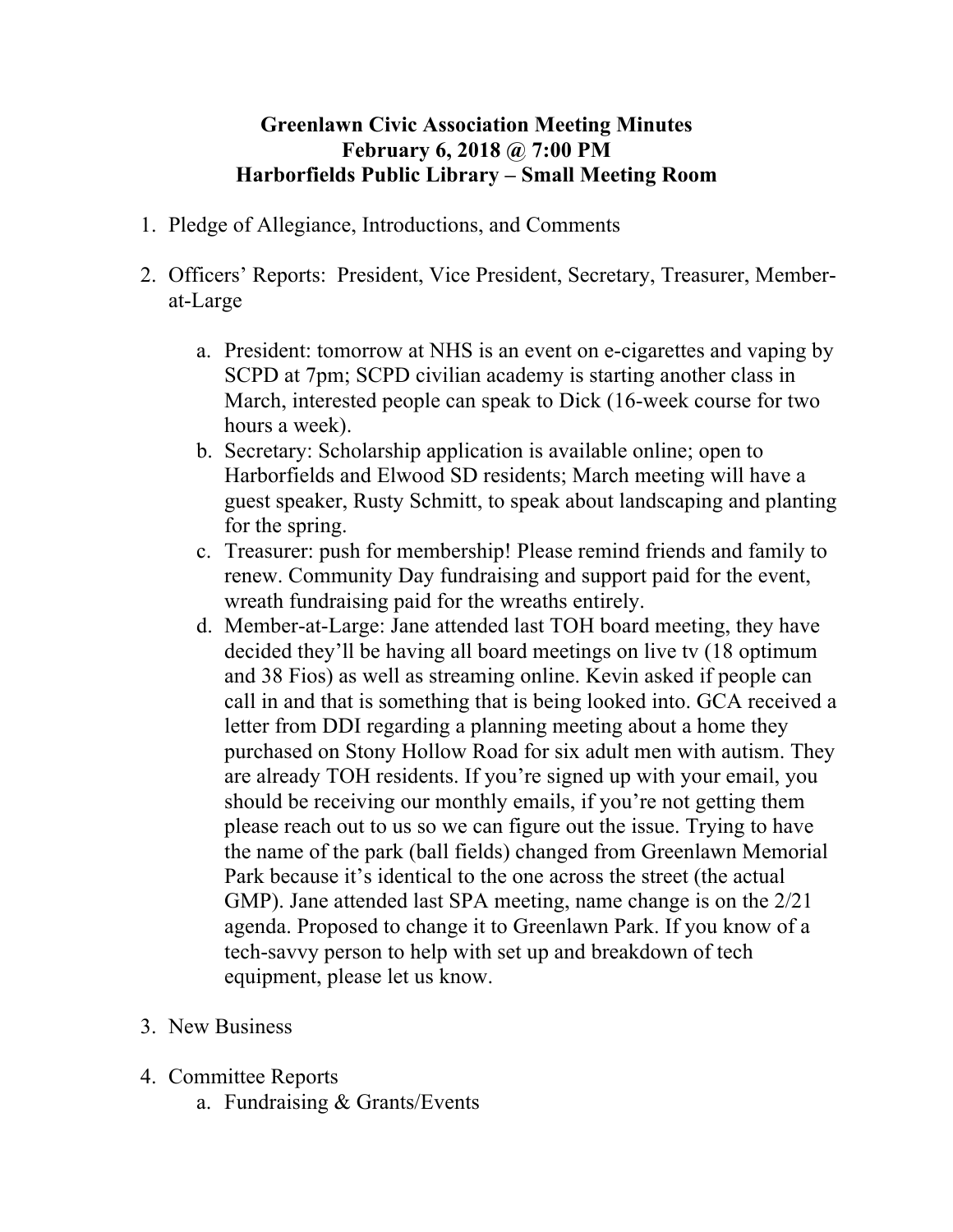# Greenlawn Civic Association Meeting Minutes
## February 6, 2018 @ 7:00 PM
## Harborfields Public Library – Small Meeting Room

1. Pledge of Allegiance, Introductions, and Comments

2. Officers' Reports: President, Vice President, Secretary, Treasurer, Member-at-Large

    a. President: tomorrow at NHS is an event on e-cigarettes and vaping by SCPD at 7pm; SCPD civilian academy is starting another class in March, interested people can speak to Dick (16-week course for two hours a week).

    b. Secretary: Scholarship application is available online; open to Harborfields and Elwood SD residents; March meeting will have a guest speaker, Rusty Schmitt, to speak about landscaping and planting for the spring.

    c. Treasurer: push for membership! Please remind friends and family to renew. Community Day fundraising and support paid for the event, wreath fundraising paid for the wreaths entirely.

    d. Member-at-Large: Jane attended last TOH board meeting, they have decided they'll be having all board meetings on live tv (18 optimum and 38 Fios) as well as streaming online. Kevin asked if people can call in and that is something that is being looked into. GCA received a letter from DDI regarding a planning meeting about a home they purchased on Stony Hollow Road for six adult men with autism. They are already TOH residents. If you're signed up with your email, you should be receiving our monthly emails, if you're not getting them please reach out to us so we can figure out the issue. Trying to have the name of the park (ball fields) changed from Greenlawn Memorial Park because it's identical to the one across the street (the actual GMP). Jane attended last SPA meeting, name change is on the 2/21 agenda. Proposed to change it to Greenlawn Park. If you know of a tech-savvy person to help with set up and breakdown of tech equipment, please let us know.

3. New Business

4. Committee Reports

    a. Fundraising & Grants/Events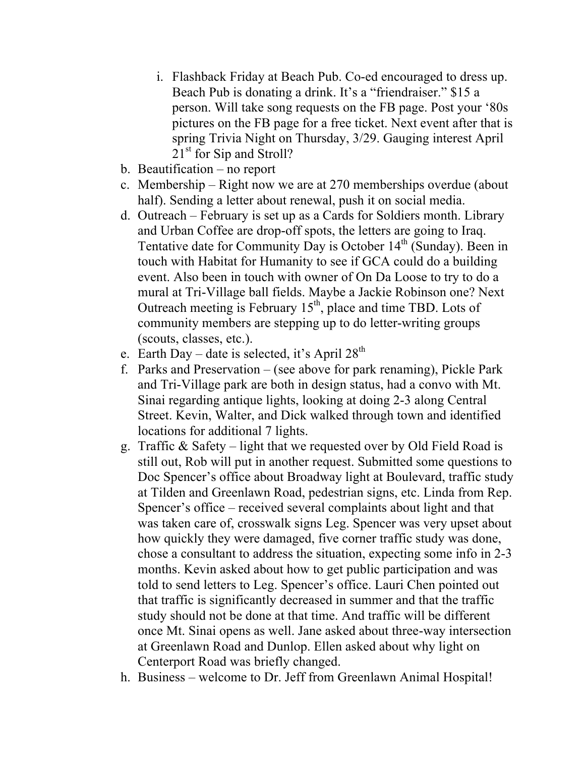i. Flashback Friday at Beach Pub. Co-ed encouraged to dress up. Beach Pub is donating a drink. It's a "friendraiser." $15 a person. Will take song requests on the FB page. Post your '80s pictures on the FB page for a free ticket. Next event after that is spring Trivia Night on Thursday, 3/29. Gauging interest April 21st for Sip and Stroll?

b. Beautification – no report
c. Membership – Right now we are at 270 memberships overdue (about half). Sending a letter about renewal, push it on social media.
d. Outreach – February is set up as a Cards for Soldiers month. Library and Urban Coffee are drop-off spots, the letters are going to Iraq. Tentative date for Community Day is October 14th (Sunday). Been in touch with Habitat for Humanity to see if GCA could do a building event. Also been in touch with owner of On Da Loose to try to do a mural at Tri-Village ball fields. Maybe a Jackie Robinson one? Next Outreach meeting is February 15th, place and time TBD. Lots of community members are stepping up to do letter-writing groups (scouts, classes, etc.).
e. Earth Day – date is selected, it's April 28th
f. Parks and Preservation – (see above for park renaming), Pickle Park and Tri-Village park are both in design status, had a convo with Mt. Sinai regarding antique lights, looking at doing 2-3 along Central Street. Kevin, Walter, and Dick walked through town and identified locations for additional 7 lights.
g. Traffic & Safety – light that we requested over by Old Field Road is still out, Rob will put in another request. Submitted some questions to Doc Spencer's office about Broadway light at Boulevard, traffic study at Tilden and Greenlawn Road, pedestrian signs, etc. Linda from Rep. Spencer's office – received several complaints about light and that was taken care of, crosswalk signs Leg. Spencer was very upset about how quickly they were damaged, five corner traffic study was done, chose a consultant to address the situation, expecting some info in 2-3 months. Kevin asked about how to get public participation and was told to send letters to Leg. Spencer's office. Lauri Chen pointed out that traffic is significantly decreased in summer and that the traffic study should not be done at that time. And traffic will be different once Mt. Sinai opens as well. Jane asked about three-way intersection at Greenlawn Road and Dunlop. Ellen asked about why light on Centerport Road was briefly changed.
h. Business – welcome to Dr. Jeff from Greenlawn Animal Hospital!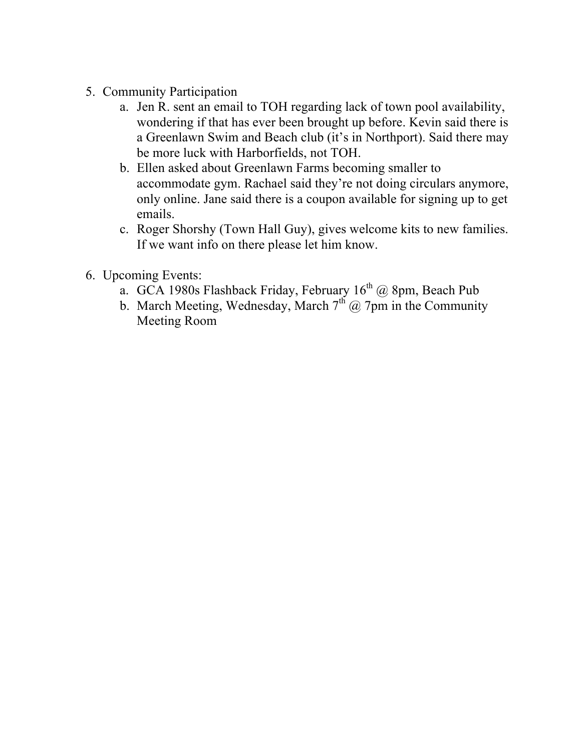5. Community Participation
    a. Jen R. sent an email to TOH regarding lack of town pool availability, wondering if that has ever been brought up before. Kevin said there is a Greenlawn Swim and Beach club (it's in Northport). Said there may be more luck with Harborfields, not TOH.
    b. Ellen asked about Greenlawn Farms becoming smaller to accommodate gym. Rachael said they're not doing circulars anymore, only online. Jane said there is a coupon available for signing up to get emails.
    c. Roger Shorshy (Town Hall Guy), gives welcome kits to new families. If we want info on there please let him know.

6. Upcoming Events:
    a. GCA 1980s Flashback Friday, February 16th @ 8pm, Beach Pub
    b. March Meeting, Wednesday, March 7th @ 7pm in the Community Meeting Room